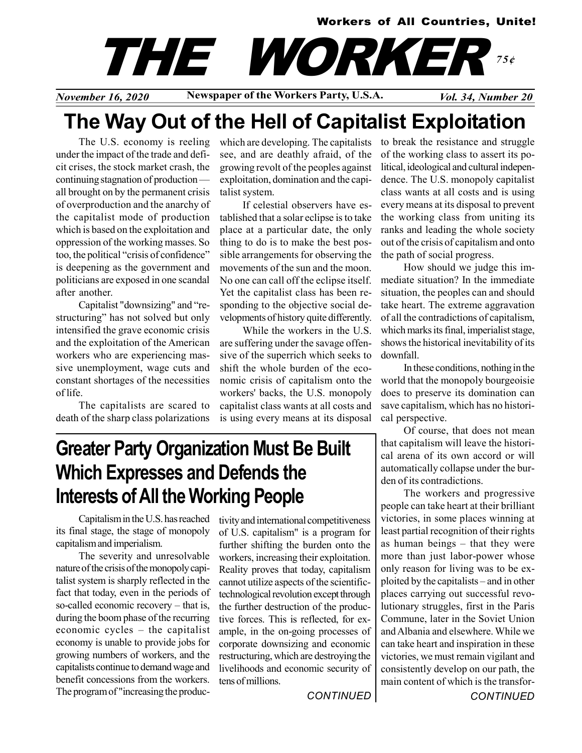Workers of All Countries, Unite!

# THE WORKER

*75¢*

*November 16, 2020* — **Newspaper of the Workers Party, U.S.A.** — *Vol. 34, Number 20*

## The Way Out of the Hell of Capitalist Exploitation

The U.S. economy is reeling under the impact of the trade and deficit crises, the stock market crash, the continuing stagnation of production — all brought on by the permanent crisis of overproduction and the anarchy of the capitalist mode of production which is based on the exploitation and oppression of the working masses. So too, the political "crisis of confidence" is deepening as the government and politicians are exposed in one scandal after another.

Capitalist "downsizing" and "restructuring" has not solved but only intensified the grave economic crisis and the exploitation of the American workers who are experiencing massive unemployment, wage cuts and constant shortages of the necessities of life.

The capitalists are scared to death of the sharp class polarizations which are developing. The capitalists see, and are deathly afraid, of the growing revolt of the peoples against exploitation, domination and the capitalist system.

If celestial observers have established that a solar eclipse is to take place at a particular date, the only thing to do is to make the best possible arrangements for observing the movements of the sun and the moon. No one can call off the eclipse itself. Yet the capitalist class has been responding to the objective social developments of history quite differently.

While the workers in the U.S. are suffering under the savage offensive of the superrich which seeks to shift the whole burden of the economic crisis of capitalism onto the workers' backs, the U.S. monopoly capitalist class wants at all costs and is using every means at its disposal to break the resistance and struggle of the working class to assert its political, ideological and cultural independence. The U.S. monopoly capitalist class wants at all costs and is using every means at its disposal to prevent the working class from uniting its ranks and leading the whole society out of the crisis of capitalism and onto the path of social progress.

How should we judge this immediate situation? In the immediate situation, the peoples can and should take heart. The extreme aggravation of all the contradictions of capitalism, which marks its final, imperialist stage, shows the historical inevitability of its downfall.

In these conditions, nothing in the world that the monopoly bourgeoisie does to preserve its domination can save capitalism, which has no historical perspective.

Of course, that does not mean that capitalism will leave the historical arena of its own accord or will automatically collapse under the burden of its contradictions.

The workers and progressive people can take heart at their brilliant victories, in some places winning at least partial recognition of their rights as human beings – that they were more than just labor-power whose only reason for living was to be exploited by the capitalists – and in other places carrying out successful revolutionary struggles, first in the Paris Commune, later in the Soviet Union and Albania and elsewhere. While we can take heart and inspiration in these victories, we must remain vigilant and consistently develop on our path, the main content of which is the transfor-

*CONTINUED*

## Greater Party Organization Must Be Built Which Expresses and Defends the Interests of All the Working People

Capitalism in the U.S. has reached its final stage, the stage of monopoly capitalism and imperialism.

The severity and unresolvable nature of the crisis of the monopoly capitalist system is sharply reflected in the fact that today, even in the periods of so-called economic recovery – that is, during the boom phase of the recurring economic cycles – the capitalist economy is unable to provide jobs for growing numbers of workers, and the capitalists continue to demand wage and benefit concessions from the workers. The program of "increasing the productivity and international competitiveness of U.S. capitalism" is a program for further shifting the burden onto the workers, increasing their exploitation. Reality proves that today, capitalism cannot utilize aspects of the scientific-technological revolution except through the further destruction of the productive forces. This is reflected, for example, in the on-going processes of corporate downsizing and economic restructuring, which are destroying the livelihoods and economic security of tens of millions.

*CONTINUED*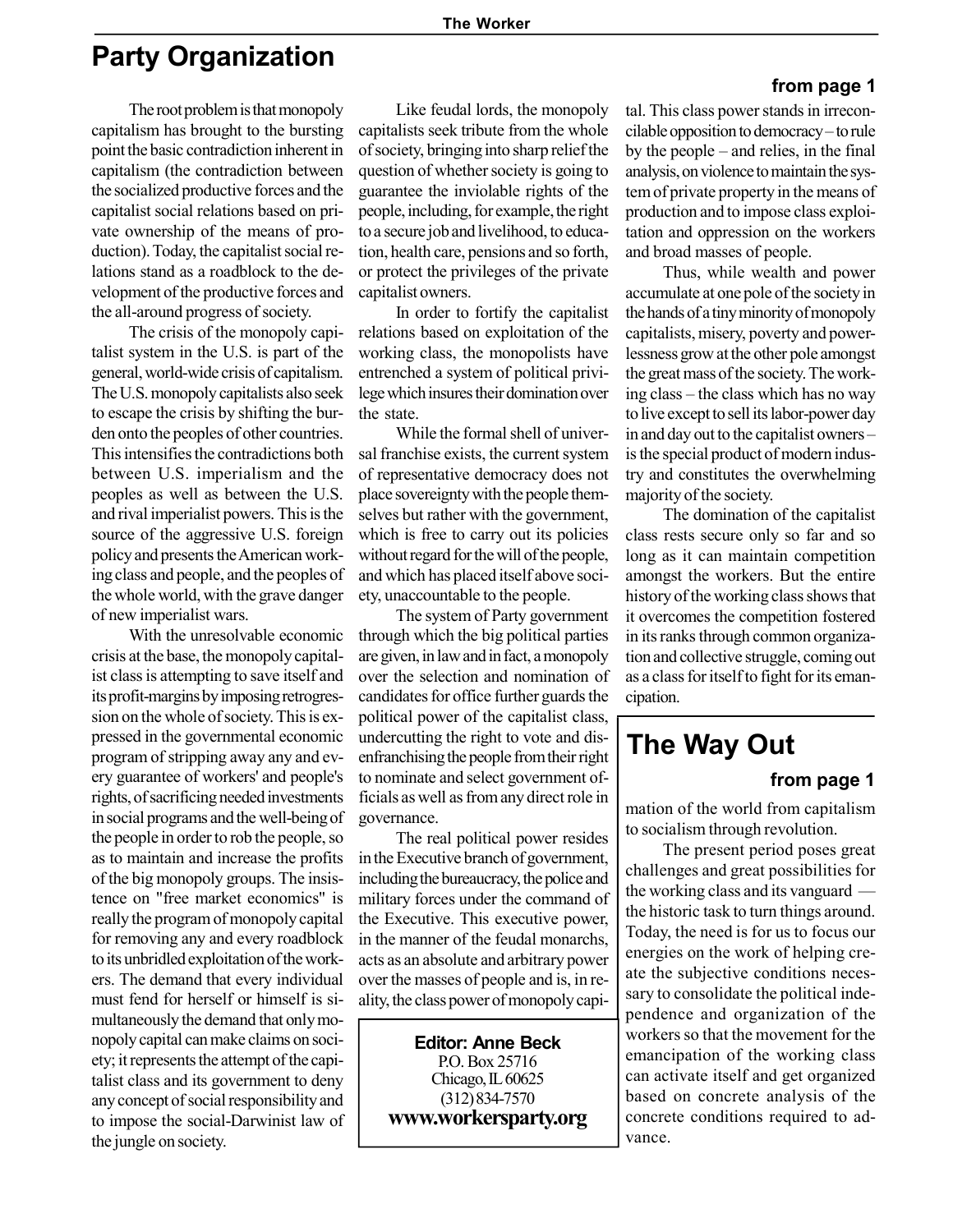# Party Organization

**from page 1**

The root problem is that monopoly capitalism has brought to the bursting point the basic contradiction inherent in capitalism (the contradiction between the socialized productive forces and the capitalist social relations based on private ownership of the means of production). Today, the capitalist social relations stand as a roadblock to the development of the productive forces and the all-around progress of society.

The crisis of the monopoly capitalist system in the U.S. is part of the general, world-wide crisis of capitalism. The U.S. monopoly capitalists also seek to escape the crisis by shifting the burden onto the peoples of other countries. This intensifies the contradictions both between U.S. imperialism and the peoples as well as between the U.S. and rival imperialist powers. This is the source of the aggressive U.S. foreign policy and presents the American working class and people, and the peoples of the whole world, with the grave danger of new imperialist wars.

With the unresolvable economic crisis at the base, the monopoly capitalist class is attempting to save itself and its profit-margins by imposing retrogression on the whole of society. This is expressed in the governmental economic program of stripping away any and every guarantee of workers' and people's rights, of sacrificing needed investments in social programs and the well-being of the people in order to rob the people, so as to maintain and increase the profits of the big monopoly groups. The insistence on "free market economics" is really the program of monopoly capital for removing any and every roadblock to its unbridled exploitation of the workers. The demand that every individual must fend for herself or himself is simultaneously the demand that only monopoly capital can make claims on society; it represents the attempt of the capitalist class and its government to deny any concept of social responsibility and to impose the social-Darwinist law of the jungle on society.

Like feudal lords, the monopoly capitalists seek tribute from the whole of society, bringing into sharp relief the question of whether society is going to guarantee the inviolable rights of the people, including, for example, the right to a secure job and livelihood, to education, health care, pensions and so forth, or protect the privileges of the private capitalist owners.

In order to fortify the capitalist relations based on exploitation of the working class, the monopolists have entrenched a system of political privilege which insures their domination over the state.

While the formal shell of universal franchise exists, the current system of representative democracy does not place sovereignty with the people themselves but rather with the government, which is free to carry out its policies without regard for the will of the people, and which has placed itself above society, unaccountable to the people.

The system of Party government through which the big political parties are given, in law and in fact, a monopoly over the selection and nomination of candidates for office further guards the political power of the capitalist class, undercutting the right to vote and disenfranchising the people from their right to nominate and select government officials as well as from any direct role in governance.

The real political power resides in the Executive branch of government, including the bureaucracy, the police and military forces under the command of the Executive. This executive power, in the manner of the feudal monarchs, acts as an absolute and arbitrary power over the masses of people and is, in reality, the class power of monopoly capital. This class power stands in irreconcilable opposition to democracy – to rule by the people – and relies, in the final analysis, on violence to maintain the system of private property in the means of production and to impose class exploitation and oppression on the workers and broad masses of people.

Thus, while wealth and power accumulate at one pole of the society in the hands of a tiny minority of monopoly capitalists, misery, poverty and powerlessness grow at the other pole amongst the great mass of the society. The working class – the class which has no way to live except to sell its labor-power day in and day out to the capitalist owners – is the special product of modern industry and constitutes the overwhelming majority of the society.

The domination of the capitalist class rests secure only so far and so long as it can maintain competition amongst the workers. But the entire history of the working class shows that it overcomes the competition fostered in its ranks through common organization and collective struggle, coming out as a class for itself to fight for its emancipation.

**Editor: Anne Beck**
P.O. Box 25716
Chicago, IL 60625
(312) 834-7570
**www.workersparty.org**

# The Way Out

**from page 1**

mation of the world from capitalism to socialism through revolution.

The present period poses great challenges and great possibilities for the working class and its vanguard — the historic task to turn things around. Today, the need is for us to focus our energies on the work of helping create the subjective conditions necessary to consolidate the political independence and organization of the workers so that the movement for the emancipation of the working class can activate itself and get organized based on concrete analysis of the concrete conditions required to advance.